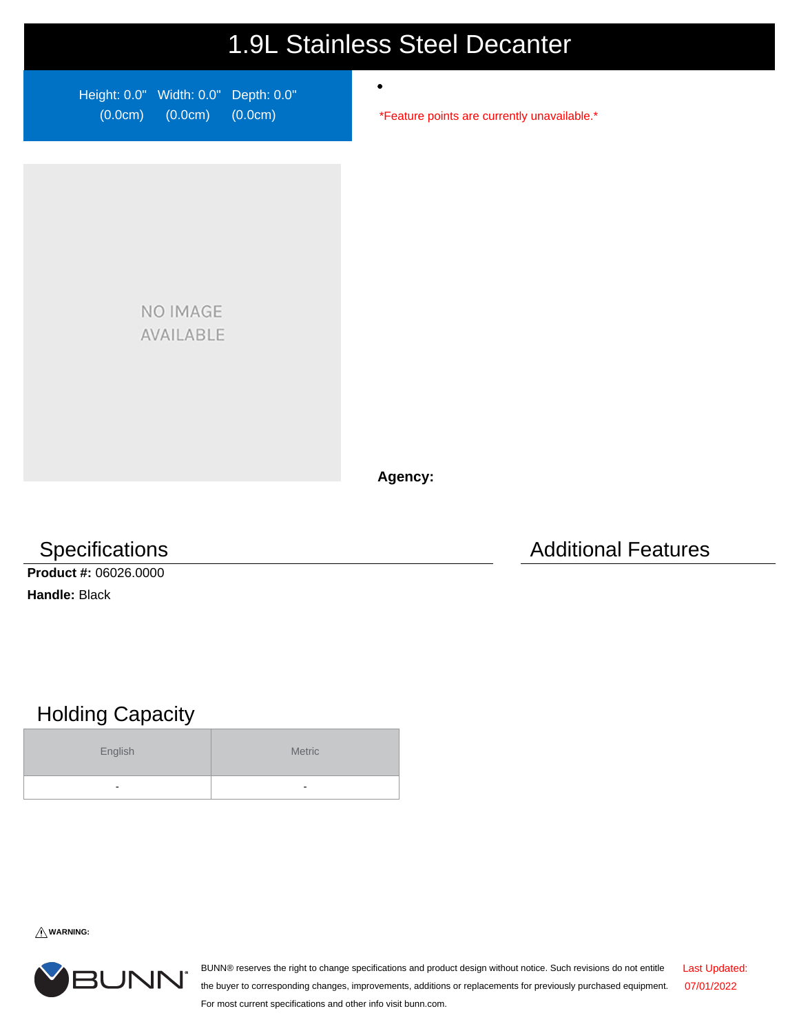# 1.9L Stainless Steel Decanter

Height: 0.0" (0.0cm) Width: 0.0" (0.0cm) Depth: 0.0" (0.0cm)

NO IMAGE AVAILABLE

*Feature points are currently unavailable.*

**Agency:**

## Specifications

**Product #:** 06026.0000

**Handle:** Black

## Additional Features

## Holding Capacity

| English | Metric |
| --- | --- |
| - | - |

⚠ **WARNING:**

BUNN® reserves the right to change specifications and product design without notice. Such revisions do not entitle the buyer to corresponding changes, improvements, additions or replacements for previously purchased equipment. For most current specifications and other info visit bunn.com.

Last Updated: 07/01/2022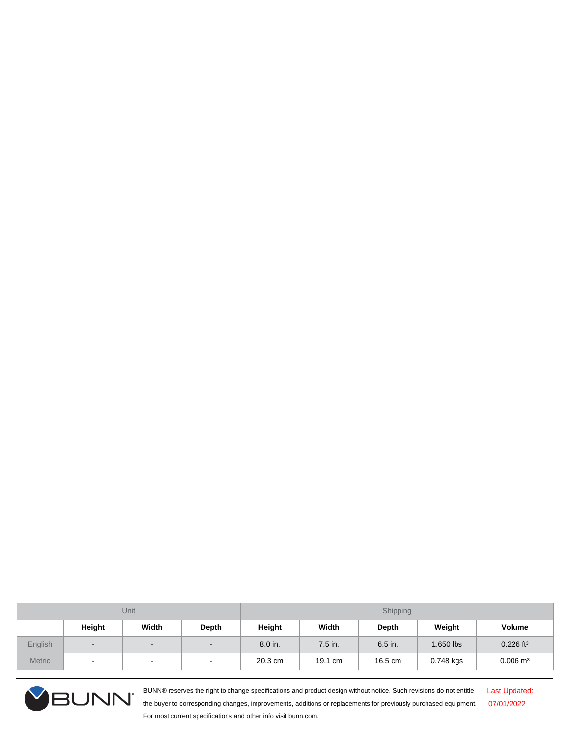| Unit | | | | Shipping | | | | |
|---|---|---|---|---|---|---|---|---|
| | Height | Width | Depth | Height | Width | Depth | Weight | Volume |
| English | - | - | - | 8.0 in. | 7.5 in. | 6.5 in. | 1.650 lbs | 0.226 $ft^3$ |
| Metric | - | - | - | 20.3 cm | 19.1 cm | 16.5 cm | 0.748 kgs | 0.006 $m^3$ |

BUNN® reserves the right to change specifications and product design without notice. Such revisions do not entitle the buyer to corresponding changes, improvements, additions or replacements for previously purchased equipment. For most current specifications and other info visit bunn.com.

Last Updated: 07/01/2022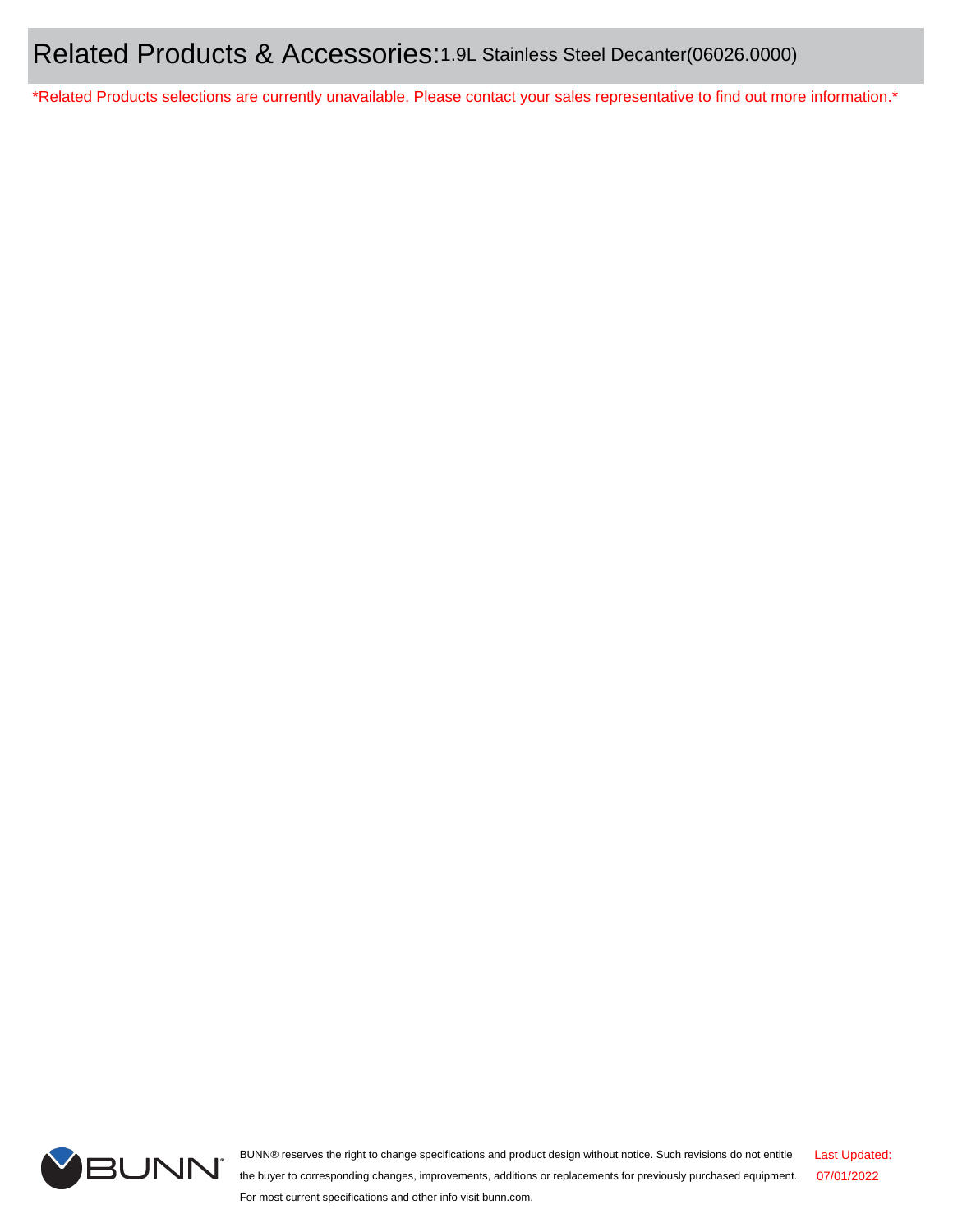## Related Products & Accessories: 1.9L Stainless Steel Decanter(06026.0000)

*Related Products selections are currently unavailable. Please contact your sales representative to find out more information.*

BUNN® reserves the right to change specifications and product design without notice. Such revisions do not entitle the buyer to corresponding changes, improvements, additions or replacements for previously purchased equipment. For most current specifications and other info visit bunn.com.

Last Updated: 07/01/2022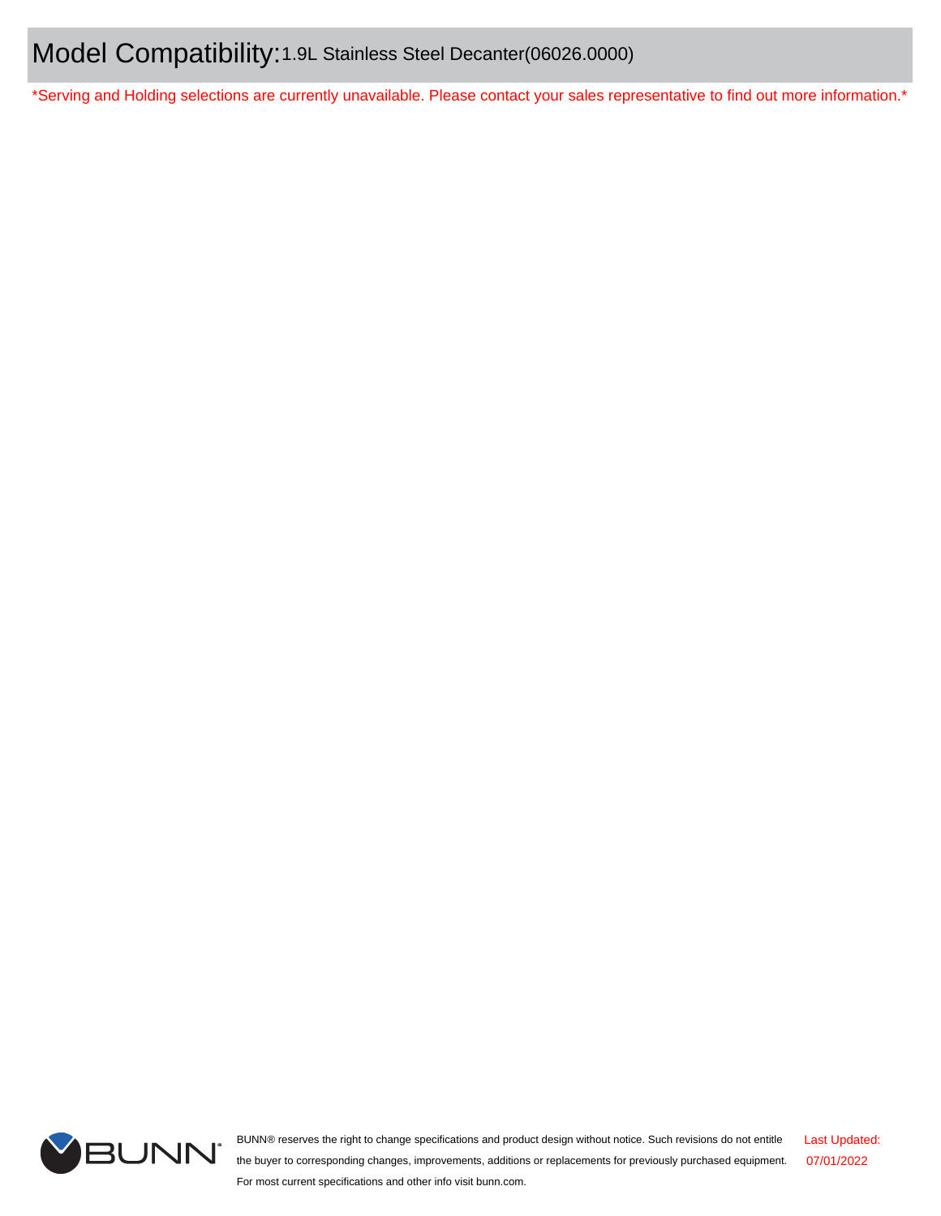# Model Compatibility: 1.9L Stainless Steel Decanter(06026.0000)

*Serving and Holding selections are currently unavailable. Please contact your sales representative to find out more information.*

BUNN® reserves the right to change specifications and product design without notice. Such revisions do not entitle the buyer to corresponding changes, improvements, additions or replacements for previously purchased equipment. For most current specifications and other info visit bunn.com.

Last Updated: 07/01/2022